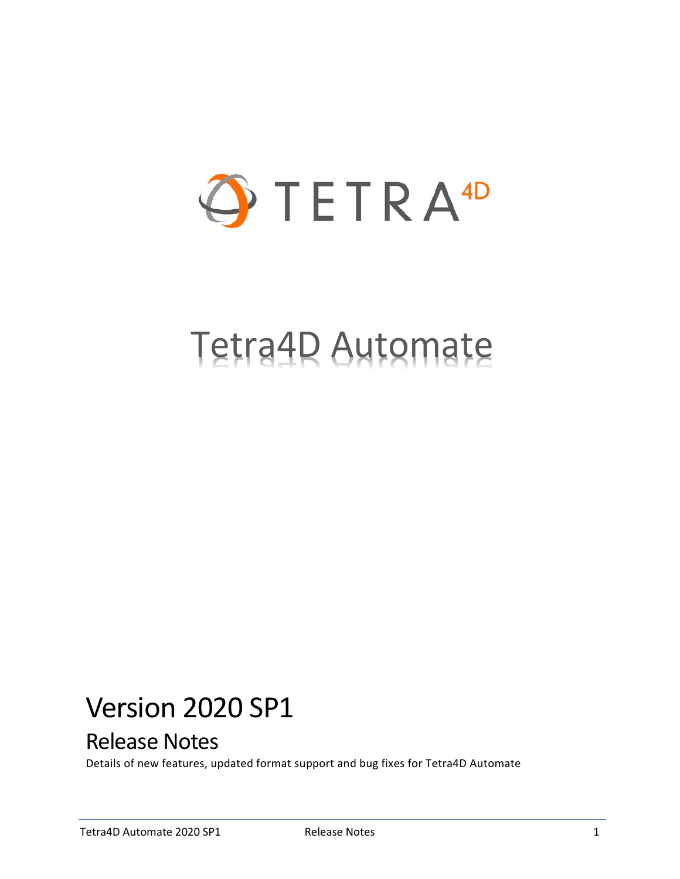TETRA4D

# Tetra4D Automate

## Version 2020 SP1

### Release Notes

Details of new features, updated format support and bug fixes for Tetra4D Automate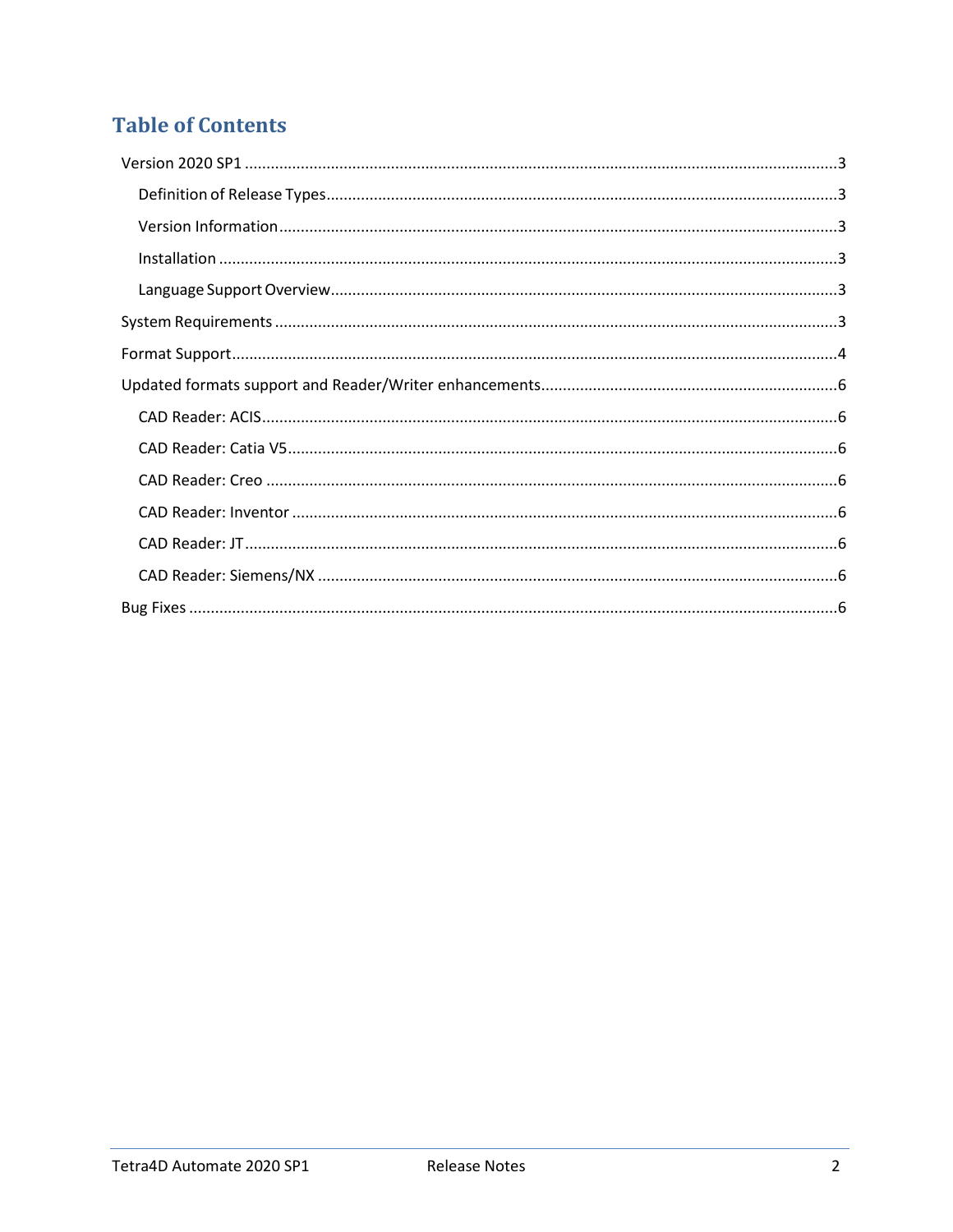# Table of Contents

- Version 2020 SP1 ....................................................................................................................... 3
  - Definition of Release Types ..................................................................................................... 3
  - Version Information ................................................................................................................. 3
  - Installation ............................................................................................................................... 3
  - Language Support Overview .................................................................................................... 3
- System Requirements ................................................................................................................. 3
- Format Support ........................................................................................................................... 4
- Updated formats support and Reader/Writer enhancements .................................................... 6
  - CAD Reader: ACIS .................................................................................................................... 6
  - CAD Reader: Catia V5 .............................................................................................................. 6
  - CAD Reader: Creo .................................................................................................................... 6
  - CAD Reader: Inventor .............................................................................................................. 6
  - CAD Reader: JT ......................................................................................................................... 6
  - CAD Reader: Siemens/NX ........................................................................................................ 6
- Bug Fixes ..................................................................................................................................... 6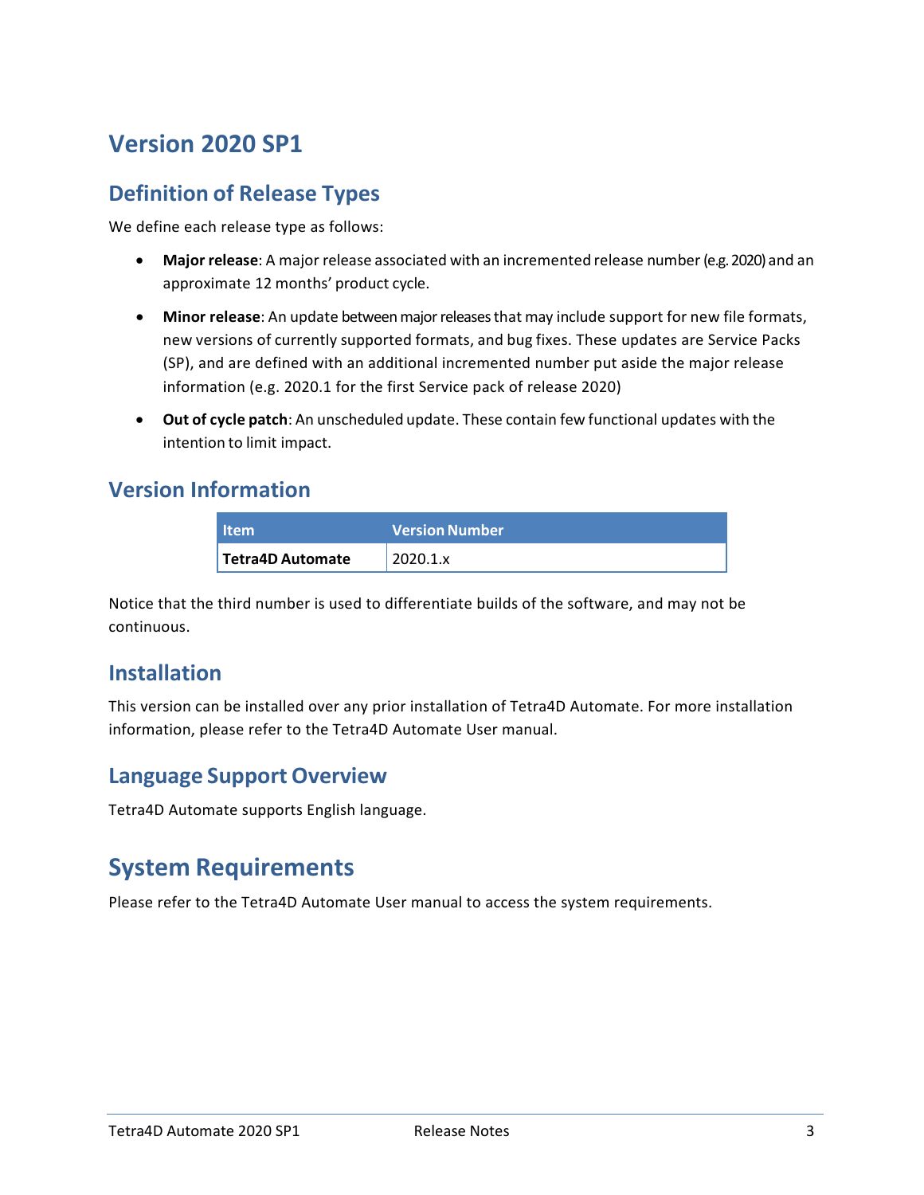# Version 2020 SP1

## Definition of Release Types

We define each release type as follows:

- **Major release**: A major release associated with an incremented release number (e.g. 2020) and an approximate 12 months' product cycle.
- **Minor release**: An update between major releases that may include support for new file formats, new versions of currently supported formats, and bug fixes. These updates are Service Packs (SP), and are defined with an additional incremented number put aside the major release information (e.g. 2020.1 for the first Service pack of release 2020)
- **Out of cycle patch**: An unscheduled update. These contain few functional updates with the intention to limit impact.

## Version Information

| Item | Version Number |
| --- | --- |
| **Tetra4D Automate** | 2020.1.x |

Notice that the third number is used to differentiate builds of the software, and may not be continuous.

## Installation

This version can be installed over any prior installation of Tetra4D Automate. For more installation information, please refer to the Tetra4D Automate User manual.

## Language Support Overview

Tetra4D Automate supports English language.

# System Requirements

Please refer to the Tetra4D Automate User manual to access the system requirements.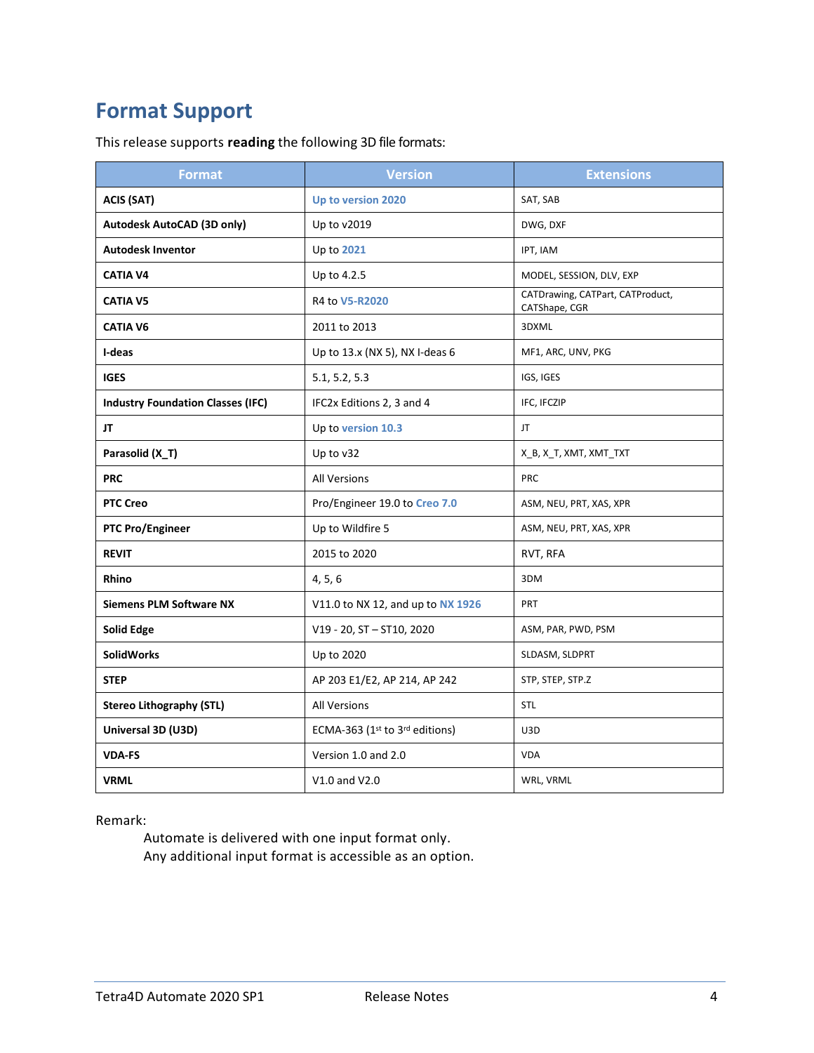# Format Support

This release supports **reading** the following 3D file formats:

| Format | Version | Extensions |
|---|---|---|
| **ACIS (SAT)** | Up to version 2020 | SAT, SAB |
| **Autodesk AutoCAD (3D only)** | Up to v2019 | DWG, DXF |
| **Autodesk Inventor** | Up to 2021 | IPT, IAM |
| **CATIA V4** | Up to 4.2.5 | MODEL, SESSION, DLV, EXP |
| **CATIA V5** | R4 to V5-R2020 | CATDrawing, CATPart, CATProduct, CATShape, CGR |
| **CATIA V6** | 2011 to 2013 | 3DXML |
| **I-deas** | Up to 13.x (NX 5), NX I-deas 6 | MF1, ARC, UNV, PKG |
| **IGES** | 5.1, 5.2, 5.3 | IGS, IGES |
| **Industry Foundation Classes (IFC)** | IFC2x Editions 2, 3 and 4 | IFC, IFCZIP |
| **JT** | Up to version 10.3 | JT |
| **Parasolid (X_T)** | Up to v32 | X_B, X_T, XMT, XMT_TXT |
| **PRC** | All Versions | PRC |
| **PTC Creo** | Pro/Engineer 19.0 to Creo 7.0 | ASM, NEU, PRT, XAS, XPR |
| **PTC Pro/Engineer** | Up to Wildfire 5 | ASM, NEU, PRT, XAS, XPR |
| **REVIT** | 2015 to 2020 | RVT, RFA |
| **Rhino** | 4, 5, 6 | 3DM |
| **Siemens PLM Software NX** | V11.0 to NX 12, and up to NX 1926 | PRT |
| **Solid Edge** | V19 - 20, ST – ST10, 2020 | ASM, PAR, PWD, PSM |
| **SolidWorks** | Up to 2020 | SLDASM, SLDPRT |
| **STEP** | AP 203 E1/E2, AP 214, AP 242 | STP, STEP, STP.Z |
| **Stereo Lithography (STL)** | All Versions | STL |
| **Universal 3D (U3D)** | ECMA-363 (1st to 3rd editions) | U3D |
| **VDA-FS** | Version 1.0 and 2.0 | VDA |
| **VRML** | V1.0 and V2.0 | WRL, VRML |

Remark:

Automate is delivered with one input format only.
Any additional input format is accessible as an option.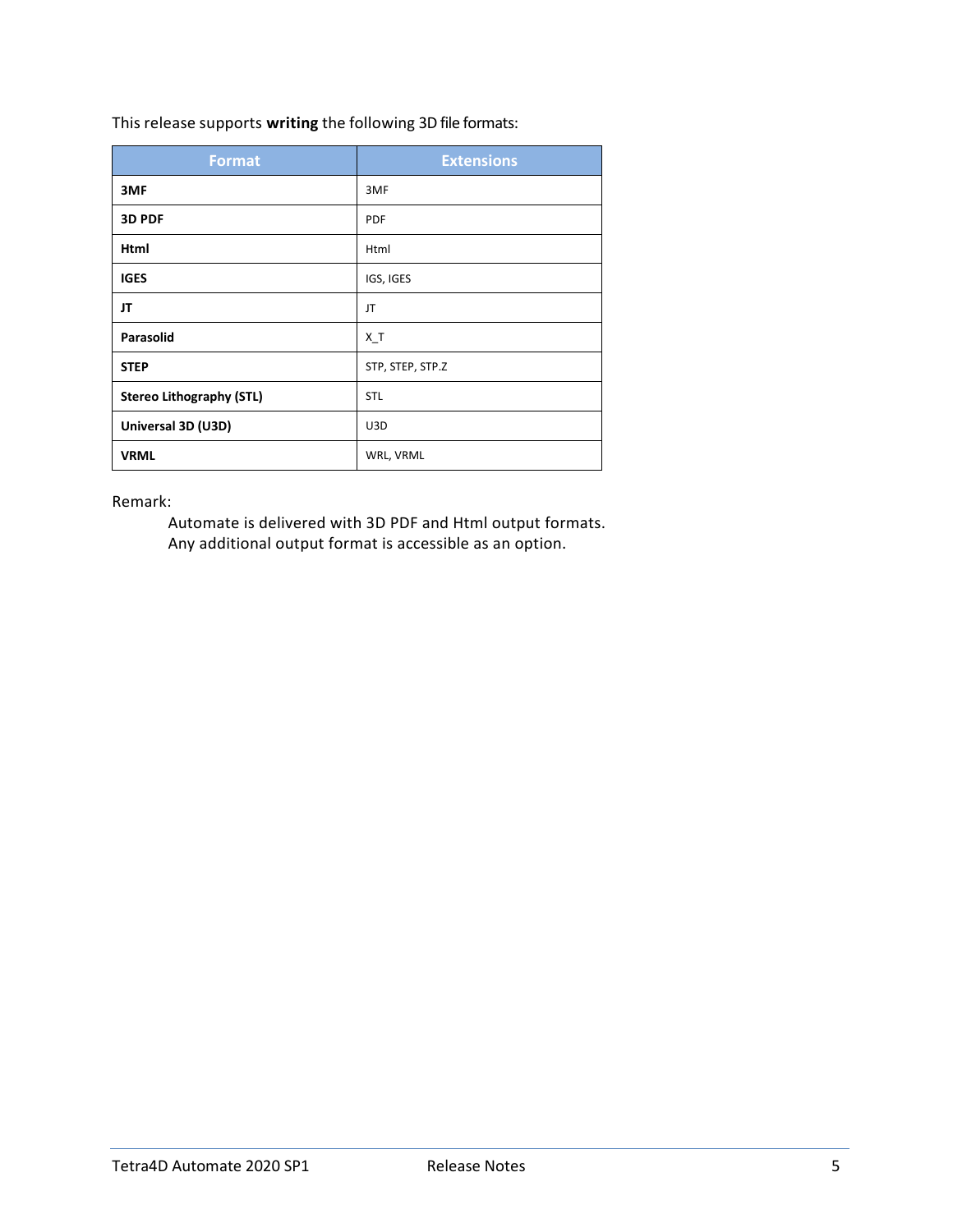This release supports **writing** the following 3D file formats:

| Format | Extensions |
| --- | --- |
| **3MF** | 3MF |
| **3D PDF** | PDF |
| **Html** | Html |
| **IGES** | IGS, IGES |
| **JT** | JT |
| **Parasolid** | X_T |
| **STEP** | STP, STEP, STP.Z |
| **Stereo Lithography (STL)** | STL |
| **Universal 3D (U3D)** | U3D |
| **VRML** | WRL, VRML |

Remark:

Automate is delivered with 3D PDF and Html output formats.
Any additional output format is accessible as an option.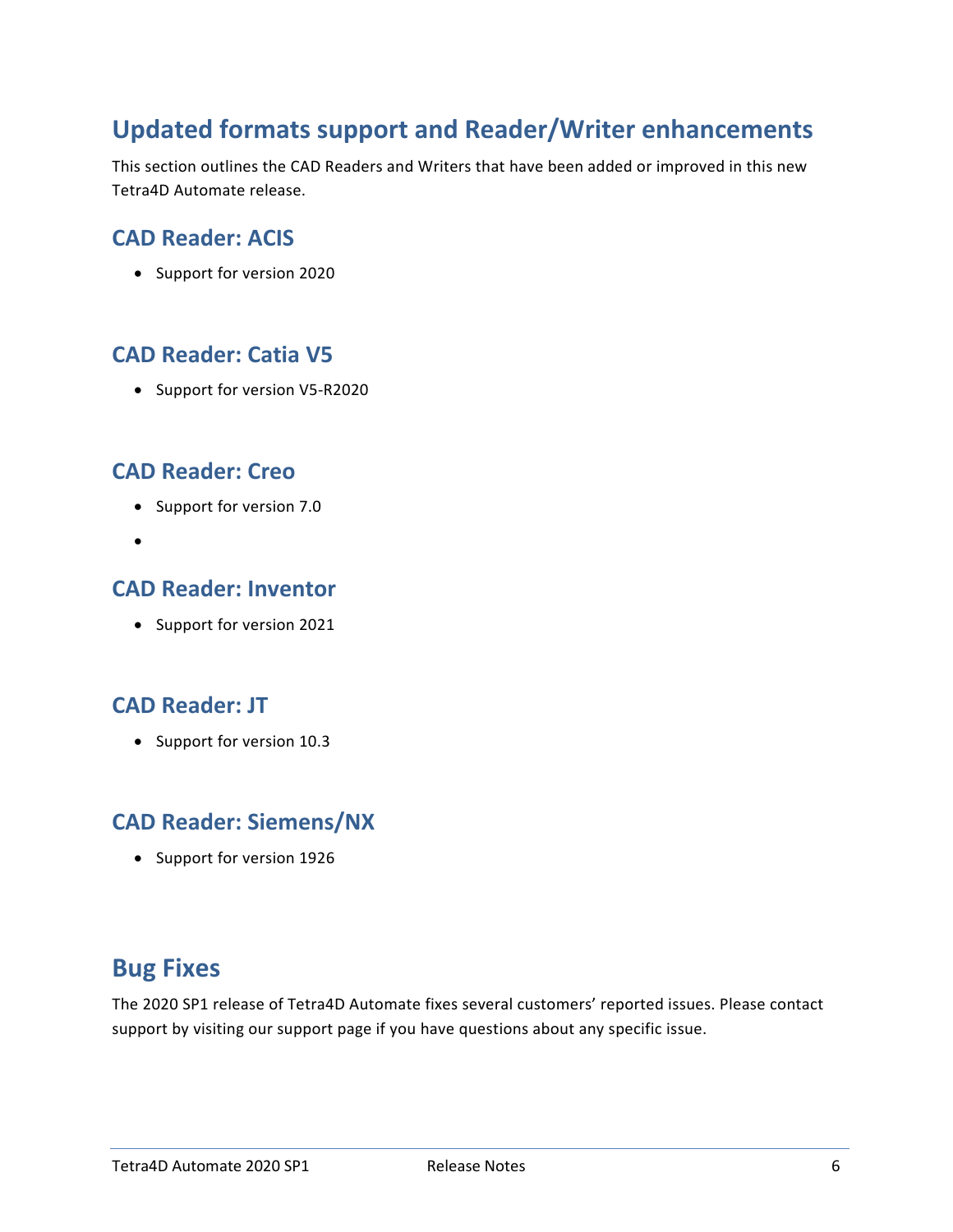## Updated formats support and Reader/Writer enhancements

This section outlines the CAD Readers and Writers that have been added or improved in this new Tetra4D Automate release.

### CAD Reader: ACIS

- Support for version 2020

### CAD Reader: Catia V5

- Support for version V5-R2020

### CAD Reader: Creo

- Support for version 7.0
-

### CAD Reader: Inventor

- Support for version 2021

### CAD Reader: JT

- Support for version 10.3

### CAD Reader: Siemens/NX

- Support for version 1926

## Bug Fixes

The 2020 SP1 release of Tetra4D Automate fixes several customers' reported issues. Please contact support by visiting our support page if you have questions about any specific issue.